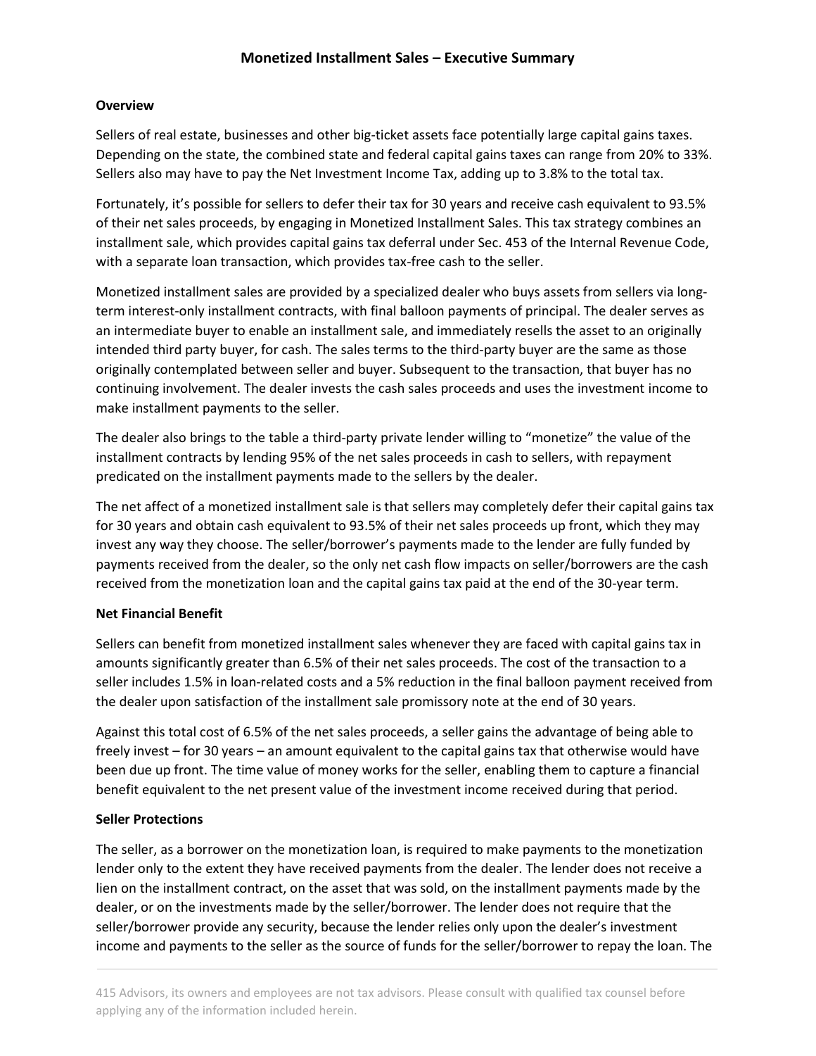# Monetized Installment Sales – Executive Summary

**Overview**

Sellers of real estate, businesses and other big-ticket assets face potentially large capital gains taxes. Depending on the state, the combined state and federal capital gains taxes can range from 20% to 33%. Sellers also may have to pay the Net Investment Income Tax, adding up to 3.8% to the total tax.

Fortunately, it's possible for sellers to defer their tax for 30 years and receive cash equivalent to 93.5% of their net sales proceeds, by engaging in Monetized Installment Sales. This tax strategy combines an installment sale, which provides capital gains tax deferral under Sec. 453 of the Internal Revenue Code, with a separate loan transaction, which provides tax-free cash to the seller.

Monetized installment sales are provided by a specialized dealer who buys assets from sellers via long-term interest-only installment contracts, with final balloon payments of principal. The dealer serves as an intermediate buyer to enable an installment sale, and immediately resells the asset to an originally intended third party buyer, for cash. The sales terms to the third-party buyer are the same as those originally contemplated between seller and buyer. Subsequent to the transaction, that buyer has no continuing involvement. The dealer invests the cash sales proceeds and uses the investment income to make installment payments to the seller.

The dealer also brings to the table a third-party private lender willing to "monetize" the value of the installment contracts by lending 95% of the net sales proceeds in cash to sellers, with repayment predicated on the installment payments made to the sellers by the dealer.

The net affect of a monetized installment sale is that sellers may completely defer their capital gains tax for 30 years and obtain cash equivalent to 93.5% of their net sales proceeds up front, which they may invest any way they choose. The seller/borrower's payments made to the lender are fully funded by payments received from the dealer, so the only net cash flow impacts on seller/borrowers are the cash received from the monetization loan and the capital gains tax paid at the end of the 30-year term.

**Net Financial Benefit**

Sellers can benefit from monetized installment sales whenever they are faced with capital gains tax in amounts significantly greater than 6.5% of their net sales proceeds. The cost of the transaction to a seller includes 1.5% in loan-related costs and a 5% reduction in the final balloon payment received from the dealer upon satisfaction of the installment sale promissory note at the end of 30 years.

Against this total cost of 6.5% of the net sales proceeds, a seller gains the advantage of being able to freely invest – for 30 years – an amount equivalent to the capital gains tax that otherwise would have been due up front. The time value of money works for the seller, enabling them to capture a financial benefit equivalent to the net present value of the investment income received during that period.

**Seller Protections**

The seller, as a borrower on the monetization loan, is required to make payments to the monetization lender only to the extent they have received payments from the dealer. The lender does not receive a lien on the installment contract, on the asset that was sold, on the installment payments made by the dealer, or on the investments made by the seller/borrower. The lender does not require that the seller/borrower provide any security, because the lender relies only upon the dealer's investment income and payments to the seller as the source of funds for the seller/borrower to repay the loan. The

415 Advisors, its owners and employees are not tax advisors. Please consult with qualified tax counsel before applying any of the information included herein.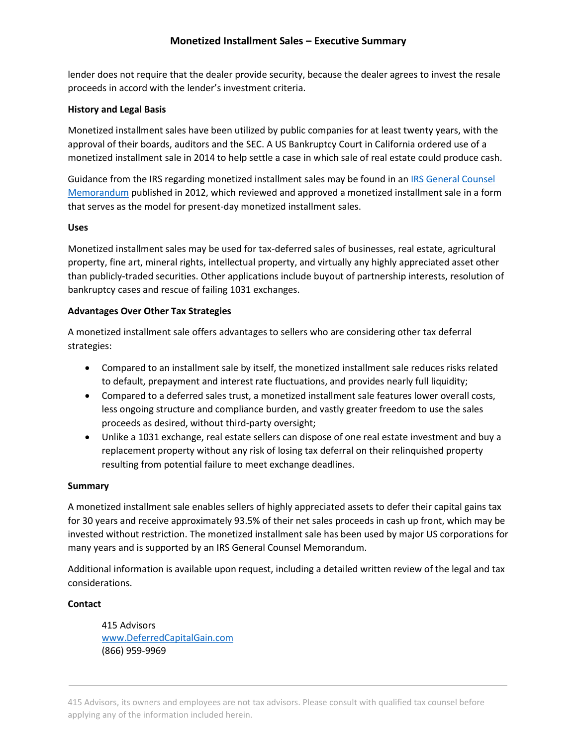lender does not require that the dealer provide security, because the dealer agrees to invest the resale proceeds in accord with the lender's investment criteria.

**History and Legal Basis**

Monetized installment sales have been utilized by public companies for at least twenty years, with the approval of their boards, auditors and the SEC. A US Bankruptcy Court in California ordered use of a monetized installment sale in 2014 to help settle a case in which sale of real estate could produce cash.

Guidance from the IRS regarding monetized installment sales may be found in an [IRS General Counsel Memorandum]() published in 2012, which reviewed and approved a monetized installment sale in a form that serves as the model for present-day monetized installment sales.

**Uses**

Monetized installment sales may be used for tax-deferred sales of businesses, real estate, agricultural property, fine art, mineral rights, intellectual property, and virtually any highly appreciated asset other than publicly-traded securities. Other applications include buyout of partnership interests, resolution of bankruptcy cases and rescue of failing 1031 exchanges.

**Advantages Over Other Tax Strategies**

A monetized installment sale offers advantages to sellers who are considering other tax deferral strategies:

- Compared to an installment sale by itself, the monetized installment sale reduces risks related to default, prepayment and interest rate fluctuations, and provides nearly full liquidity;
- Compared to a deferred sales trust, a monetized installment sale features lower overall costs, less ongoing structure and compliance burden, and vastly greater freedom to use the sales proceeds as desired, without third-party oversight;
- Unlike a 1031 exchange, real estate sellers can dispose of one real estate investment and buy a replacement property without any risk of losing tax deferral on their relinquished property resulting from potential failure to meet exchange deadlines.

**Summary**

A monetized installment sale enables sellers of highly appreciated assets to defer their capital gains tax for 30 years and receive approximately 93.5% of their net sales proceeds in cash up front, which may be invested without restriction. The monetized installment sale has been used by major US corporations for many years and is supported by an IRS General Counsel Memorandum.

Additional information is available upon request, including a detailed written review of the legal and tax considerations.

**Contact**

415 Advisors
www.DeferredCapitalGain.com
(866) 959-9969

415 Advisors, its owners and employees are not tax advisors. Please consult with qualified tax counsel before applying any of the information included herein.